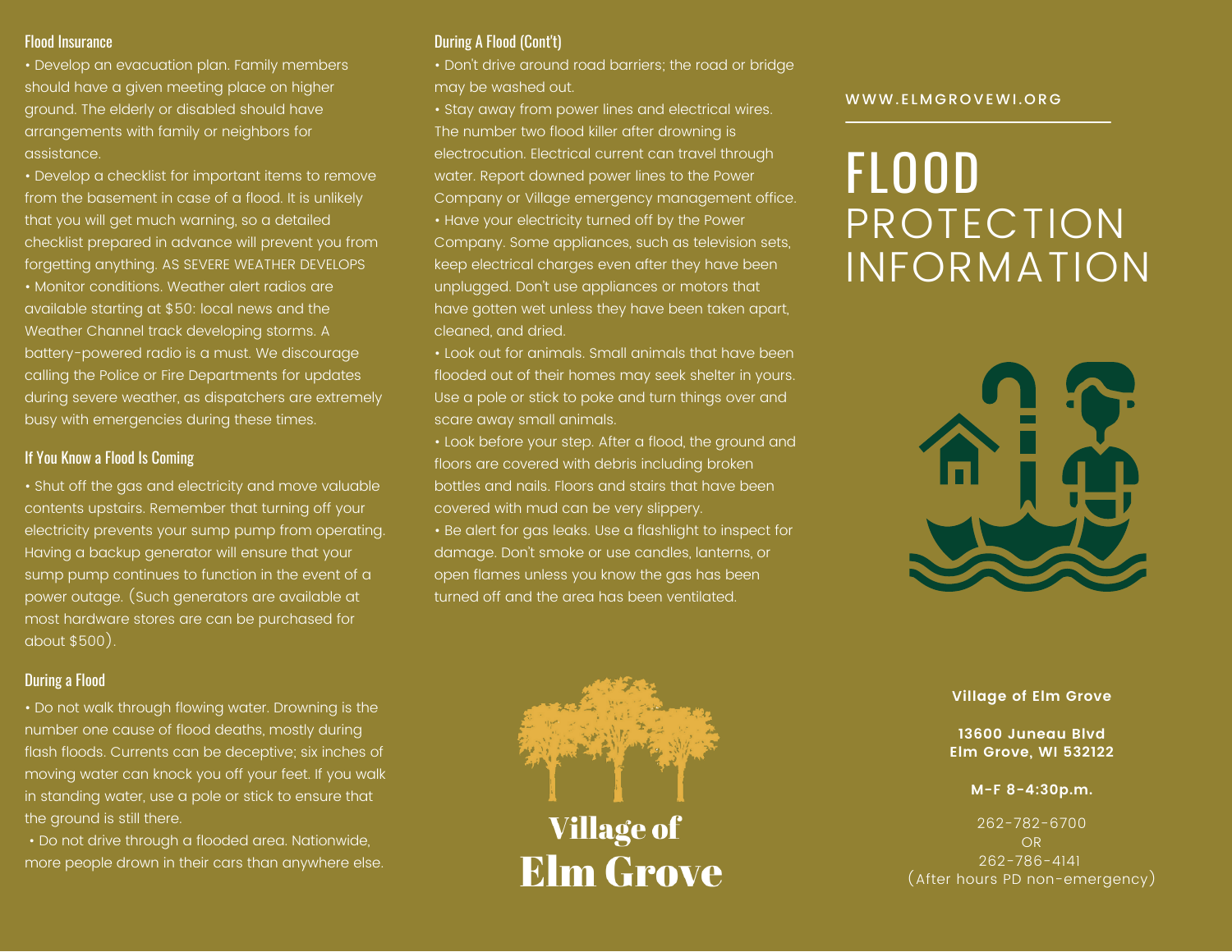## Flood Insurance

- Develop an evacuation plan. Family members should have a given meeting place on higher ground. The elderly or disabled should have arrangements with family or neighbors for assistance.
- Develop a checklist for important items to remove from the basement in case of a flood. It is unlikely that you will get much warning, so a detailed checklist prepared in advance will prevent you from forgetting anything. AS SEVERE WEATHER DEVELOPS
- Monitor conditions. Weather alert radios are available starting at $50: local news and the Weather Channel track developing storms. A battery-powered radio is a must. We discourage calling the Police or Fire Departments for updates during severe weather, as dispatchers are extremely busy with emergencies during these times.

## If You Know a Flood Is Coming

- Shut off the gas and electricity and move valuable contents upstairs. Remember that turning off your electricity prevents your sump pump from operating. Having a backup generator will ensure that your sump pump continues to function in the event of a power outage. (Such generators are available at most hardware stores are can be purchased for about $500).

## During a Flood

- Do not walk through flowing water. Drowning is the number one cause of flood deaths, mostly during flash floods. Currents can be deceptive; six inches of moving water can knock you off your feet. If you walk in standing water, use a pole or stick to ensure that the ground is still there.
- Do not drive through a flooded area. Nationwide, more people drown in their cars than anywhere else.

## During A Flood (Cont't)

- Don't drive around road barriers; the road or bridge may be washed out.
- Stay away from power lines and electrical wires. The number two flood killer after drowning is electrocution. Electrical current can travel through water. Report downed power lines to the Power Company or Village emergency management office.
- Have your electricity turned off by the Power Company. Some appliances, such as television sets, keep electrical charges even after they have been unplugged. Don't use appliances or motors that have gotten wet unless they have been taken apart, cleaned, and dried.
- Look out for animals. Small animals that have been flooded out of their homes may seek shelter in yours. Use a pole or stick to poke and turn things over and scare away small animals.
- Look before your step. After a flood, the ground and floors are covered with debris including broken bottles and nails. Floors and stairs that have been covered with mud can be very slippery.
- Be alert for gas leaks. Use a flashlight to inspect for damage. Don't smoke or use candles, lanterns, or open flames unless you know the gas has been turned off and the area has been ventilated.

**Village of Elm Grove**

WWW.ELMGROVEWI.ORG

# FLOOD PROTECTION INFORMATION

**Village of Elm Grove**

**13600 Juneau Blvd**
**Elm Grove, WI 532122**

**M-F 8-4:30p.m.**

262-782-6700
OR
262-786-4141
(After hours PD non-emergency)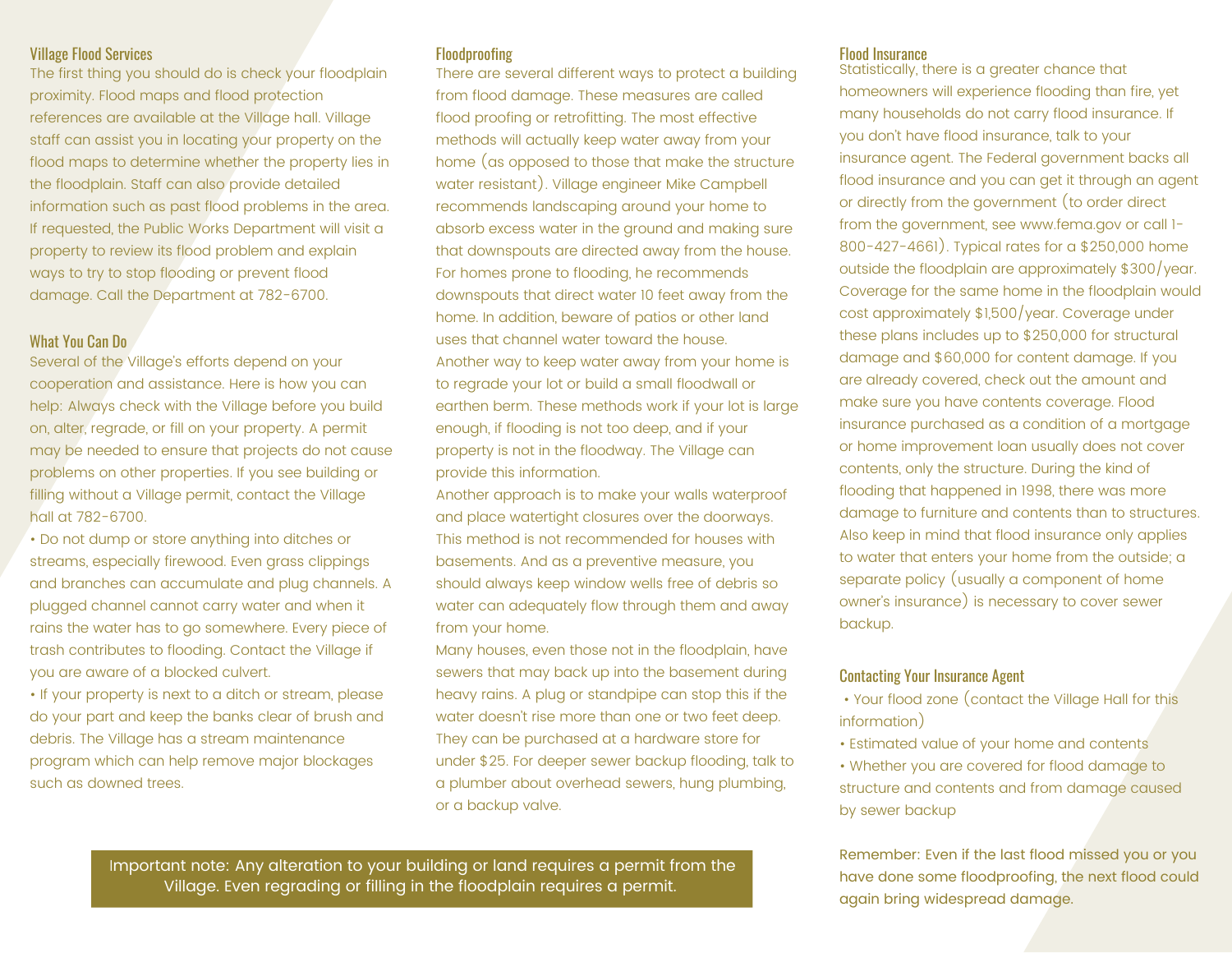## Village Flood Services

The first thing you should do is check your floodplain proximity. Flood maps and flood protection references are available at the Village hall. Village staff can assist you in locating your property on the flood maps to determine whether the property lies in the floodplain. Staff can also provide detailed information such as past flood problems in the area. If requested, the Public Works Department will visit a property to review its flood problem and explain ways to try to stop flooding or prevent flood damage. Call the Department at 782-6700.

## What You Can Do

Several of the Village's efforts depend on your cooperation and assistance. Here is how you can help: Always check with the Village before you build on, alter, regrade, or fill on your property. A permit may be needed to ensure that projects do not cause problems on other properties. If you see building or filling without a Village permit, contact the Village hall at 782-6700.

- Do not dump or store anything into ditches or streams, especially firewood. Even grass clippings and branches can accumulate and plug channels. A plugged channel cannot carry water and when it rains the water has to go somewhere. Every piece of trash contributes to flooding. Contact the Village if you are aware of a blocked culvert.
- If your property is next to a ditch or stream, please do your part and keep the banks clear of brush and debris. The Village has a stream maintenance program which can help remove major blockages such as downed trees.

## Floodproofing

There are several different ways to protect a building from flood damage. These measures are called flood proofing or retrofitting. The most effective methods will actually keep water away from your home (as opposed to those that make the structure water resistant). Village engineer Mike Campbell recommends landscaping around your home to absorb excess water in the ground and making sure that downspouts are directed away from the house. For homes prone to flooding, he recommends downspouts that direct water 10 feet away from the home. In addition, beware of patios or other land uses that channel water toward the house.

Another way to keep water away from your home is to regrade your lot or build a small floodwall or earthen berm. These methods work if your lot is large enough, if flooding is not too deep, and if your property is not in the floodway. The Village can provide this information.

Another approach is to make your walls waterproof and place watertight closures over the doorways. This method is not recommended for houses with basements. And as a preventive measure, you should always keep window wells free of debris so water can adequately flow through them and away from your home.

Many houses, even those not in the floodplain, have sewers that may back up into the basement during heavy rains. A plug or standpipe can stop this if the water doesn't rise more than one or two feet deep. They can be purchased at a hardware store for under $25. For deeper sewer backup flooding, talk to a plumber about overhead sewers, hung plumbing, or a backup valve.

Important note: Any alteration to your building or land requires a permit from the Village. Even regrading or filling in the floodplain requires a permit.

## Flood Insurance

Statistically, there is a greater chance that homeowners will experience flooding than fire, yet many households do not carry flood insurance. If you don't have flood insurance, talk to your insurance agent. The Federal government backs all flood insurance and you can get it through an agent or directly from the government (to order direct from the government, see www.fema.gov or call 1-800-427-4661). Typical rates for a $250,000 home outside the floodplain are approximately $300/year. Coverage for the same home in the floodplain would cost approximately $1,500/year. Coverage under these plans includes up to $250,000 for structural damage and $60,000 for content damage. If you are already covered, check out the amount and make sure you have contents coverage. Flood insurance purchased as a condition of a mortgage or home improvement loan usually does not cover contents, only the structure. During the kind of flooding that happened in 1998, there was more damage to furniture and contents than to structures. Also keep in mind that flood insurance only applies to water that enters your home from the outside; a separate policy (usually a component of home owner's insurance) is necessary to cover sewer backup.

## Contacting Your Insurance Agent

- Your flood zone (contact the Village Hall for this information)
- Estimated value of your home and contents
- Whether you are covered for flood damage to structure and contents and from damage caused by sewer backup

Remember: Even if the last flood missed you or you have done some floodproofing, the next flood could again bring widespread damage.